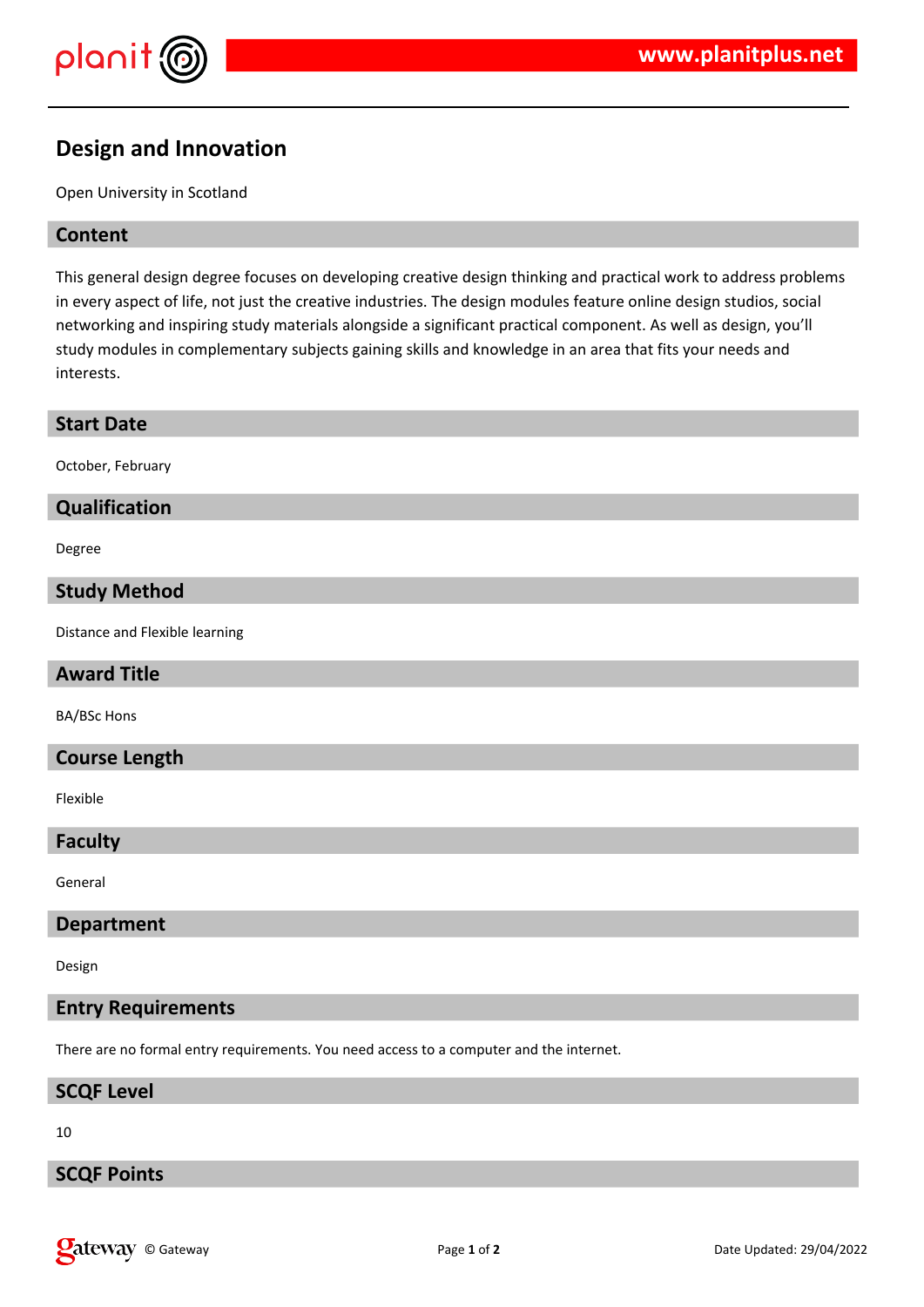# Design and Innovation

Open University in Scotland

## Content

This general design degree focuses on developing creative design thinking and practical work to address problems in every aspect of life, not just the creative industries. The design modules feature online design studios, social networking and inspiring study materials alongside a significant practical component. As well as design, you'll study modules in complementary subjects gaining skills and knowledge in an area that fits your needs and interests.

## Start Date

October, February

## Qualification

Degree

## Study Method

Distance and Flexible learning

## Award Title

BA/BSc Hons

## Course Length

Flexible

## Faculty

General

## Department

Design

## Entry Requirements

There are no formal entry requirements. You need access to a computer and the internet.

## SCQF Level

10

## SCQF Points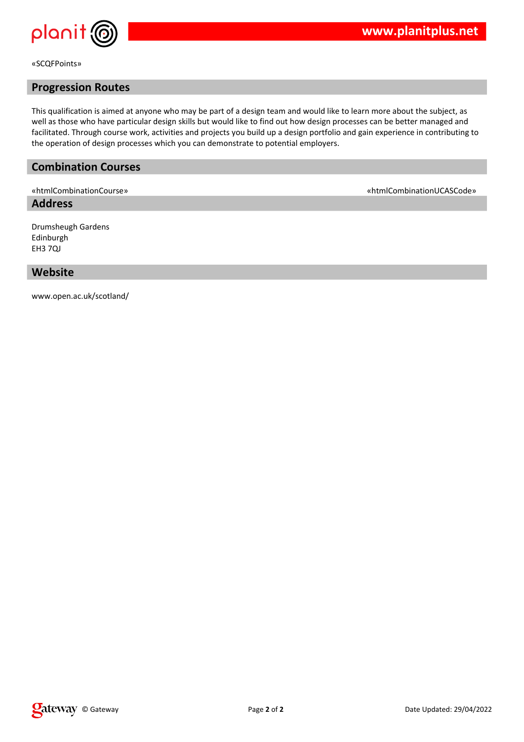«SCQFPoints»

## Progression Routes

This qualification is aimed at anyone who may be part of a design team and would like to learn more about the subject, as well as those who have particular design skills but would like to find out how design processes can be better managed and facilitated. Through course work, activities and projects you build up a design portfolio and gain experience in contributing to the operation of design processes which you can demonstrate to potential employers.

## Combination Courses

«htmlCombinationCourse» «htmlCombinationUCASCode»

## Address

Drumsheugh Gardens
Edinburgh
EH3 7QJ

## Website

www.open.ac.uk/scotland/